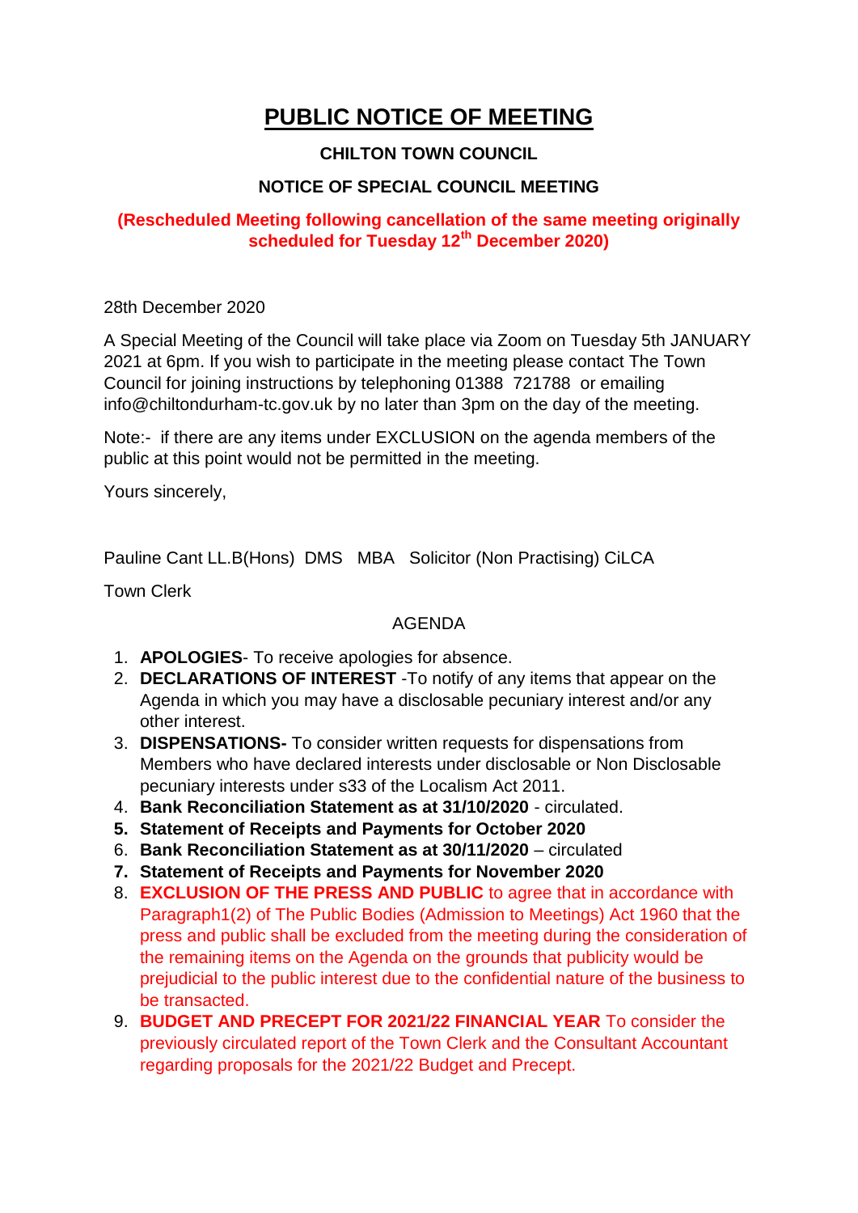# <u>PUBLIC NOTICE OF MEETING</u>

**CHILTON TOWN COUNCIL**

**NOTICE OF SPECIAL COUNCIL MEETING**

**(Rescheduled Meeting following cancellation of the same meeting originally scheduled for Tuesday 12th December 2020)**

28th December 2020

A Special Meeting of the Council will take place via Zoom on Tuesday 5th JANUARY 2021 at 6pm. If you wish to participate in the meeting please contact The Town Council for joining instructions by telephoning 01388 721788 or emailing info@chiltondurham-tc.gov.uk by no later than 3pm on the day of the meeting.

Note:- if there are any items under EXCLUSION on the agenda members of the public at this point would not be permitted in the meeting.

Yours sincerely,

Pauline Cant LL.B(Hons) DMS MBA Solicitor (Non Practising) CiLCA

Town Clerk

AGENDA

1. **APOLOGIES**- To receive apologies for absence.
2. **DECLARATIONS OF INTEREST** -To notify of any items that appear on the Agenda in which you may have a disclosable pecuniary interest and/or any other interest.
3. **DISPENSATIONS-** To consider written requests for dispensations from Members who have declared interests under disclosable or Non Disclosable pecuniary interests under s33 of the Localism Act 2011.
4. **Bank Reconciliation Statement as at 31/10/2020** - circulated.
5. **Statement of Receipts and Payments for October 2020**
6. **Bank Reconciliation Statement as at 30/11/2020** – circulated
7. **Statement of Receipts and Payments for November 2020**
8. **EXCLUSION OF THE PRESS AND PUBLIC** to agree that in accordance with Paragraph1(2) of The Public Bodies (Admission to Meetings) Act 1960 that the press and public shall be excluded from the meeting during the consideration of the remaining items on the Agenda on the grounds that publicity would be prejudicial to the public interest due to the confidential nature of the business to be transacted.
9. **BUDGET AND PRECEPT FOR 2021/22 FINANCIAL YEAR** To consider the previously circulated report of the Town Clerk and the Consultant Accountant regarding proposals for the 2021/22 Budget and Precept.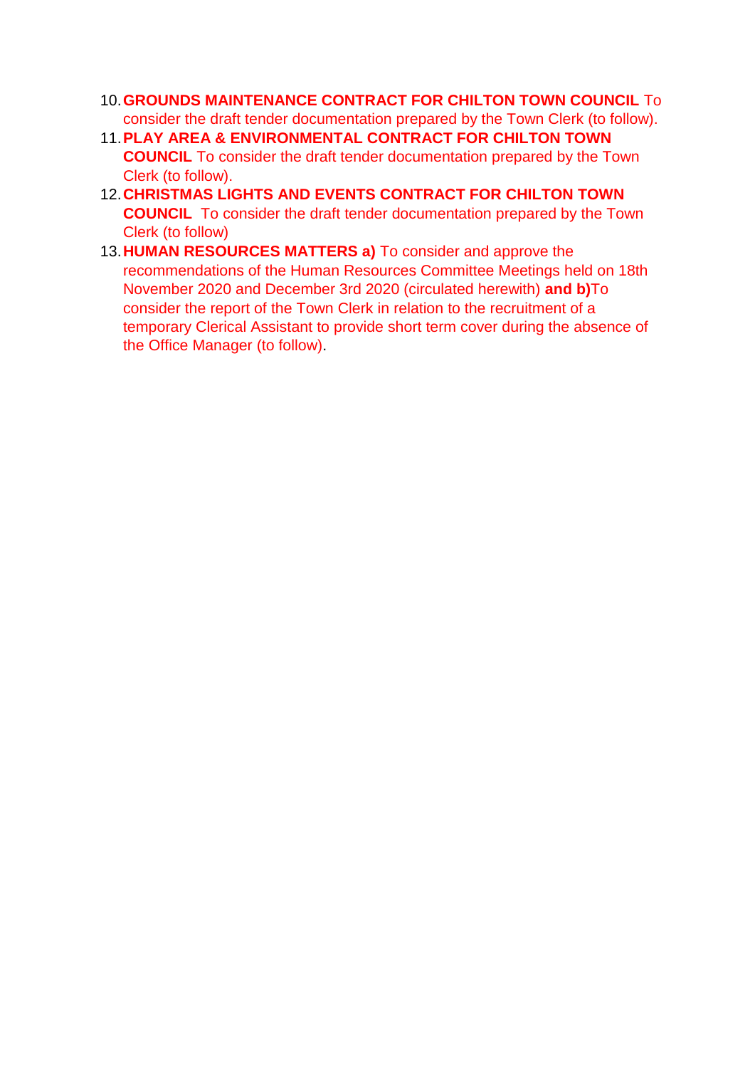10. **GROUNDS MAINTENANCE CONTRACT FOR CHILTON TOWN COUNCIL** To consider the draft tender documentation prepared by the Town Clerk (to follow).
11. **PLAY AREA & ENVIRONMENTAL CONTRACT FOR CHILTON TOWN COUNCIL** To consider the draft tender documentation prepared by the Town Clerk (to follow).
12. **CHRISTMAS LIGHTS AND EVENTS CONTRACT FOR CHILTON TOWN COUNCIL** To consider the draft tender documentation prepared by the Town Clerk (to follow)
13. **HUMAN RESOURCES MATTERS a)** To consider and approve the recommendations of the Human Resources Committee Meetings held on 18th November 2020 and December 3rd 2020 (circulated herewith) **and b)**To consider the report of the Town Clerk in relation to the recruitment of a temporary Clerical Assistant to provide short term cover during the absence of the Office Manager (to follow).